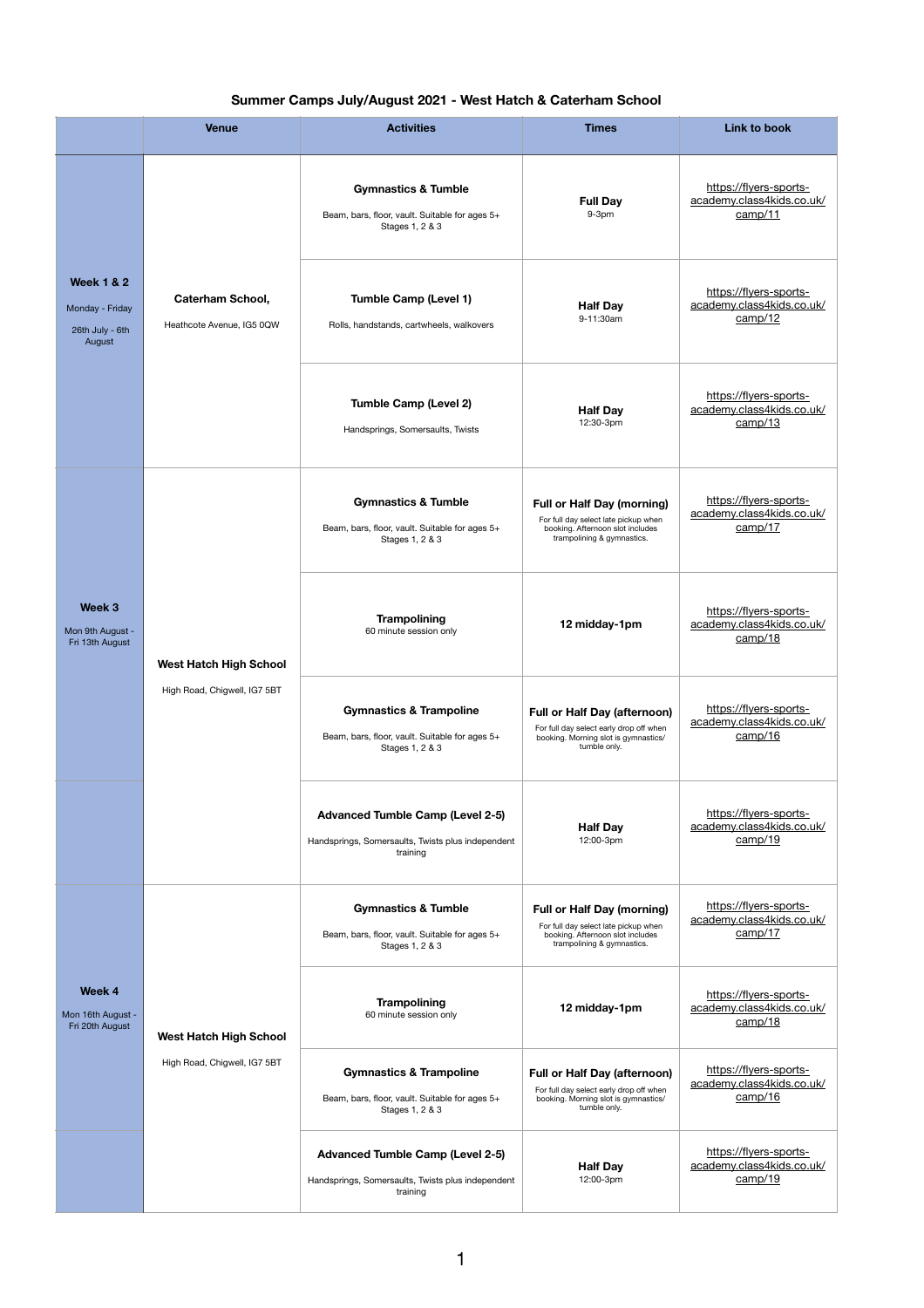# Summer Camps July/August 2021 - West Hatch & Caterham School

| | Venue | Activities | Times | Link to book |
|---|---|---|---|---|
| **Week 1 & 2** Monday - Friday 26th July - 6th August | **Caterham School,** Heathcote Avenue, IG5 0QW | **Gymnastics & Tumble** Beam, bars, floor, vault. Suitable for ages 5+ Stages 1, 2 & 3 | **Full Day** 9-3pm | https://flyers-sports-academy.class4kids.co.uk/camp/11 |
| | | **Tumble Camp (Level 1)** Rolls, handstands, cartwheels, walkovers | **Half Day** 9-11:30am | https://flyers-sports-academy.class4kids.co.uk/camp/12 |
| | | **Tumble Camp (Level 2)** Handsprings, Somersaults, Twists | **Half Day** 12:30-3pm | https://flyers-sports-academy.class4kids.co.uk/camp/13 |
| **Week 3** Mon 9th August - Fri 13th August | **West Hatch High School** High Road, Chigwell, IG7 5BT | **Gymnastics & Tumble** Beam, bars, floor, vault. Suitable for ages 5+ Stages 1, 2 & 3 | **Full or Half Day (morning)** For full day select late pickup when booking. Afternoon slot includes trampolining & gymnastics. | https://flyers-sports-academy.class4kids.co.uk/camp/17 |
| | | **Trampolining** 60 minute session only | **12 midday-1pm** | https://flyers-sports-academy.class4kids.co.uk/camp/18 |
| | | **Gymnastics & Trampoline** Beam, bars, floor, vault. Suitable for ages 5+ Stages 1, 2 & 3 | **Full or Half Day (afternoon)** For full day select early drop off when booking. Morning slot is gymnastics/tumble only. | https://flyers-sports-academy.class4kids.co.uk/camp/16 |
| | | **Advanced Tumble Camp (Level 2-5)** Handsprings, Somersaults, Twists plus independent training | **Half Day** 12:00-3pm | https://flyers-sports-academy.class4kids.co.uk/camp/19 |
| **Week 4** Mon 16th August - Fri 20th August | **West Hatch High School** High Road, Chigwell, IG7 5BT | **Gymnastics & Tumble** Beam, bars, floor, vault. Suitable for ages 5+ Stages 1, 2 & 3 | **Full or Half Day (morning)** For full day select late pickup when booking. Afternoon slot includes trampolining & gymnastics. | https://flyers-sports-academy.class4kids.co.uk/camp/17 |
| | | **Trampolining** 60 minute session only | **12 midday-1pm** | https://flyers-sports-academy.class4kids.co.uk/camp/18 |
| | | **Gymnastics & Trampoline** Beam, bars, floor, vault. Suitable for ages 5+ Stages 1, 2 & 3 | **Full or Half Day (afternoon)** For full day select early drop off when booking. Morning slot is gymnastics/tumble only. | https://flyers-sports-academy.class4kids.co.uk/camp/16 |
| | | **Advanced Tumble Camp (Level 2-5)** Handsprings, Somersaults, Twists plus independent training | **Half Day** 12:00-3pm | https://flyers-sports-academy.class4kids.co.uk/camp/19 |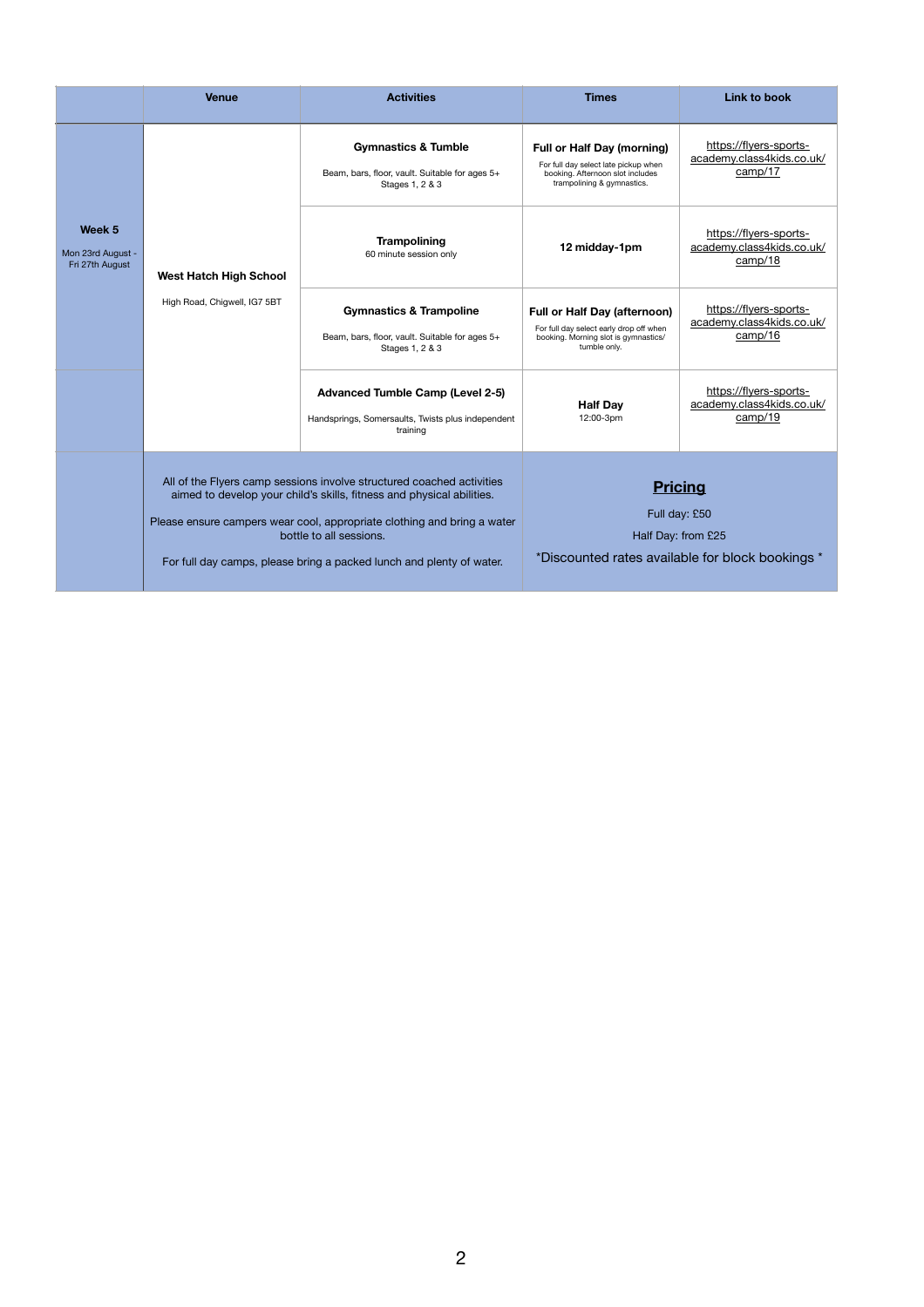| | Venue | Activities | Times | Link to book |
|---|---|---|---|---|
| **Week 5** Mon 23rd August - Fri 27th August | **West Hatch High School** High Road, Chigwell, IG7 5BT | **Gymnastics & Tumble** Beam, bars, floor, vault. Suitable for ages 5+ Stages 1, 2 & 3 | **Full or Half Day (morning)** For full day select late pickup when booking. Afternoon slot includes trampolining & gymnastics. | https://flyers-sports-academy.class4kids.co.uk/camp/17 |
| | | **Trampolining** 60 minute session only | **12 midday-1pm** | https://flyers-sports-academy.class4kids.co.uk/camp/18 |
| | | **Gymnastics & Trampoline** Beam, bars, floor, vault. Suitable for ages 5+ Stages 1, 2 & 3 | **Full or Half Day (afternoon)** For full day select early drop off when booking. Morning slot is gymnastics/ tumble only. | https://flyers-sports-academy.class4kids.co.uk/camp/16 |
| | | **Advanced Tumble Camp (Level 2-5)** Handsprings, Somersaults, Twists plus independent training | **Half Day** 12:00-3pm | https://flyers-sports-academy.class4kids.co.uk/camp/19 |

All of the Flyers camp sessions involve structured coached activities aimed to develop your child's skills, fitness and physical abilities.

Please ensure campers wear cool, appropriate clothing and bring a water bottle to all sessions.

For full day camps, please bring a packed lunch and plenty of water.

**Pricing**

Full day: £50

Half Day: from £25

*Discounted rates available for block bookings *